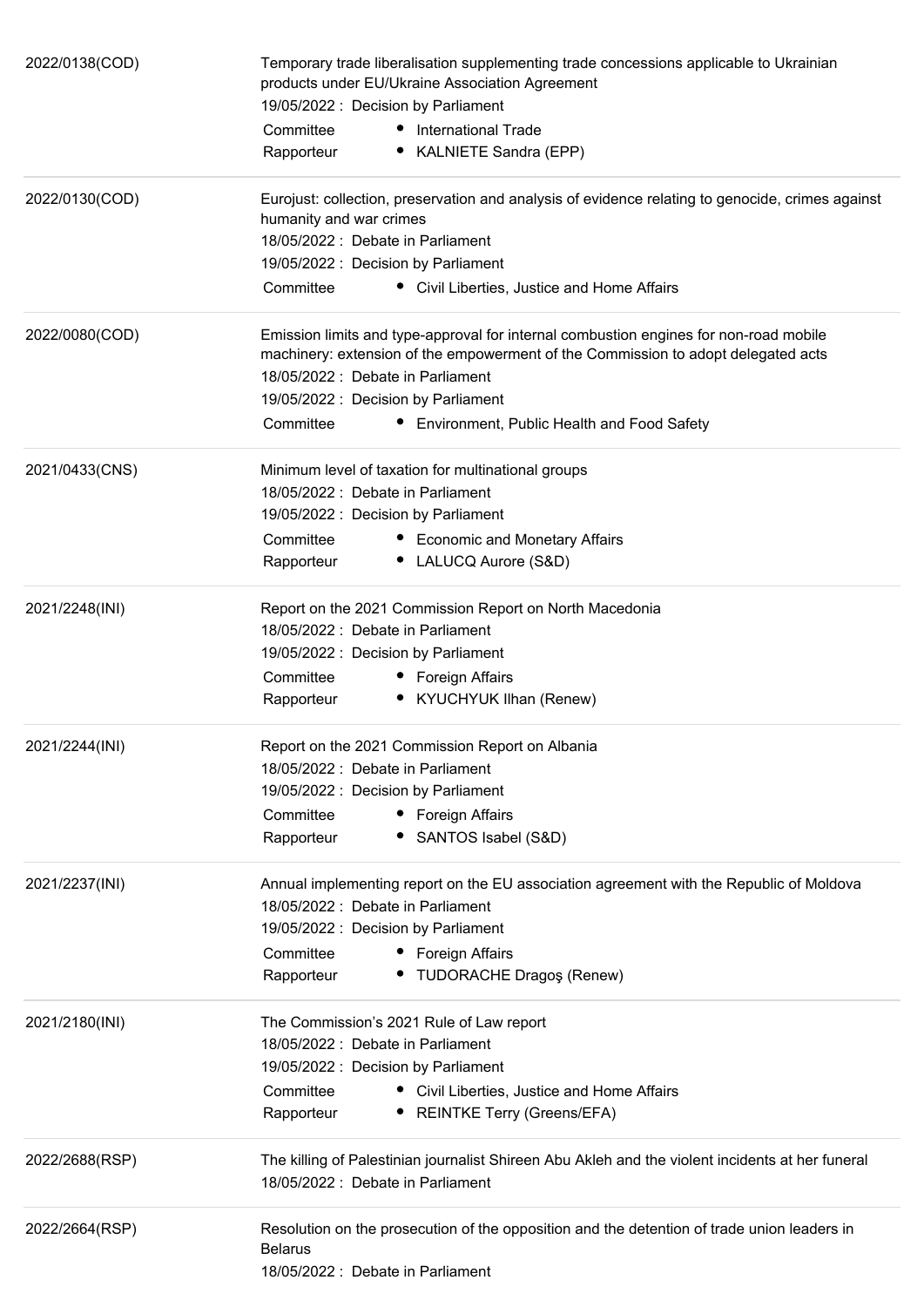| | |
|---|---|
| 2022/0138(COD) | Temporary trade liberalisation supplementing trade concessions applicable to Ukrainian products under EU/Ukraine Association Agreement<br>19/05/2022 : Decision by Parliament<br>Committee • International Trade<br>Rapporteur • KALNIETE Sandra (EPP) |
| 2022/0130(COD) | Eurojust: collection, preservation and analysis of evidence relating to genocide, crimes against humanity and war crimes<br>18/05/2022 : Debate in Parliament<br>19/05/2022 : Decision by Parliament<br>Committee • Civil Liberties, Justice and Home Affairs |
| 2022/0080(COD) | Emission limits and type-approval for internal combustion engines for non-road mobile machinery: extension of the empowerment of the Commission to adopt delegated acts<br>18/05/2022 : Debate in Parliament<br>19/05/2022 : Decision by Parliament<br>Committee • Environment, Public Health and Food Safety |
| 2021/0433(CNS) | Minimum level of taxation for multinational groups<br>18/05/2022 : Debate in Parliament<br>19/05/2022 : Decision by Parliament<br>Committee • Economic and Monetary Affairs<br>Rapporteur • LALUCQ Aurore (S&D) |
| 2021/2248(INI) | Report on the 2021 Commission Report on North Macedonia<br>18/05/2022 : Debate in Parliament<br>19/05/2022 : Decision by Parliament<br>Committee • Foreign Affairs<br>Rapporteur • KYUCHYUK Ilhan (Renew) |
| 2021/2244(INI) | Report on the 2021 Commission Report on Albania<br>18/05/2022 : Debate in Parliament<br>19/05/2022 : Decision by Parliament<br>Committee • Foreign Affairs<br>Rapporteur • SANTOS Isabel (S&D) |
| 2021/2237(INI) | Annual implementing report on the EU association agreement with the Republic of Moldova<br>18/05/2022 : Debate in Parliament<br>19/05/2022 : Decision by Parliament<br>Committee • Foreign Affairs<br>Rapporteur • TUDORACHE Dragoş (Renew) |
| 2021/2180(INI) | The Commission's 2021 Rule of Law report<br>18/05/2022 : Debate in Parliament<br>19/05/2022 : Decision by Parliament<br>Committee • Civil Liberties, Justice and Home Affairs<br>Rapporteur • REINTKE Terry (Greens/EFA) |
| 2022/2688(RSP) | The killing of Palestinian journalist Shireen Abu Akleh and the violent incidents at her funeral<br>18/05/2022 : Debate in Parliament |
| 2022/2664(RSP) | Resolution on the prosecution of the opposition and the detention of trade union leaders in Belarus<br>18/05/2022 : Debate in Parliament |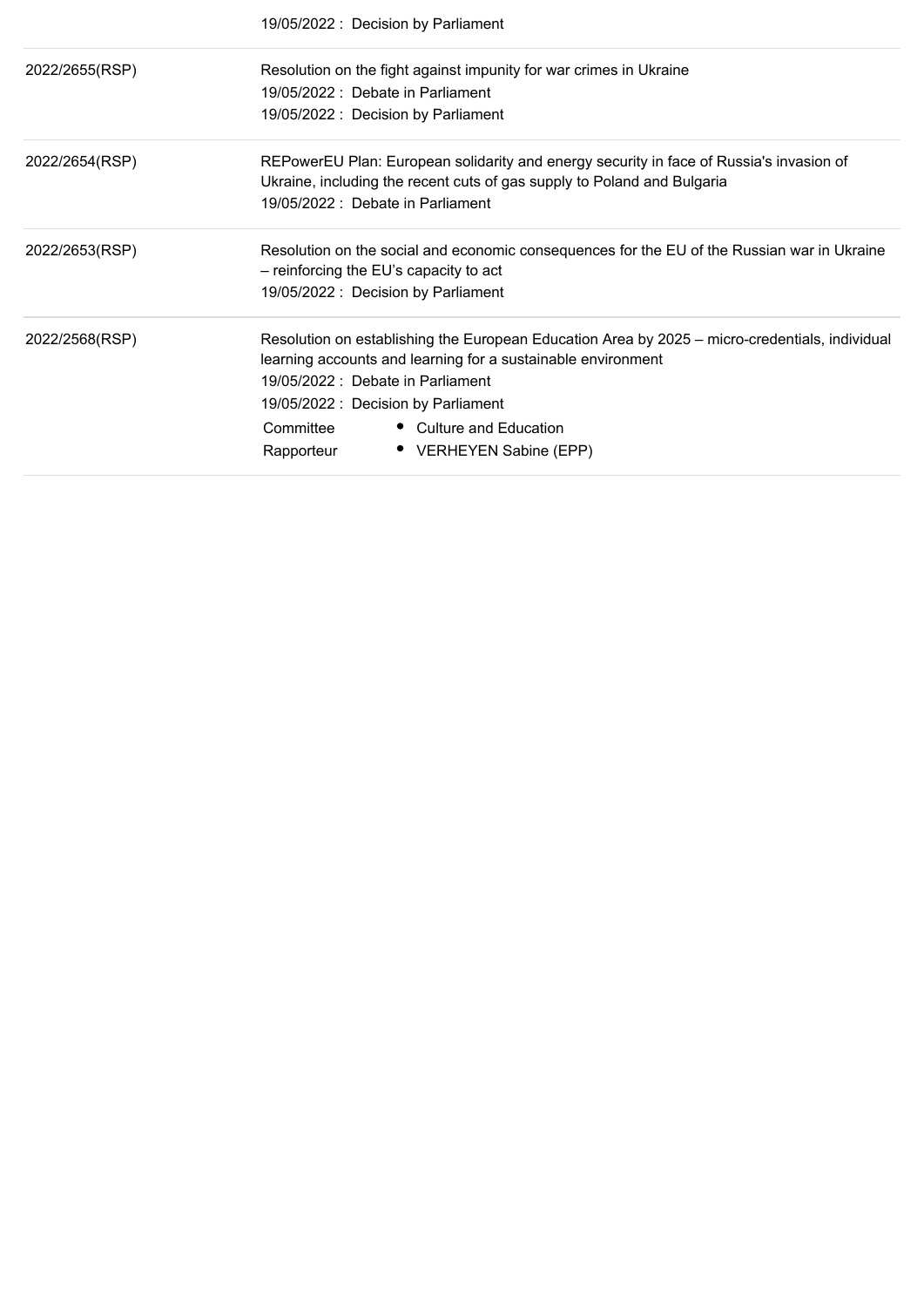| | |
|---|---|
| | 19/05/2022 : Decision by Parliament |
| 2022/2655(RSP) | Resolution on the fight against impunity for war crimes in Ukraine<br>19/05/2022 : Debate in Parliament<br>19/05/2022 : Decision by Parliament |
| 2022/2654(RSP) | REPowerEU Plan: European solidarity and energy security in face of Russia's invasion of Ukraine, including the recent cuts of gas supply to Poland and Bulgaria<br>19/05/2022 : Debate in Parliament |
| 2022/2653(RSP) | Resolution on the social and economic consequences for the EU of the Russian war in Ukraine – reinforcing the EU's capacity to act<br>19/05/2022 : Decision by Parliament |
| 2022/2568(RSP) | Resolution on establishing the European Education Area by 2025 – micro-credentials, individual learning accounts and learning for a sustainable environment<br>19/05/2022 : Debate in Parliament<br>19/05/2022 : Decision by Parliament<br>Committee • Culture and Education<br>Rapporteur • VERHEYEN Sabine (EPP) |